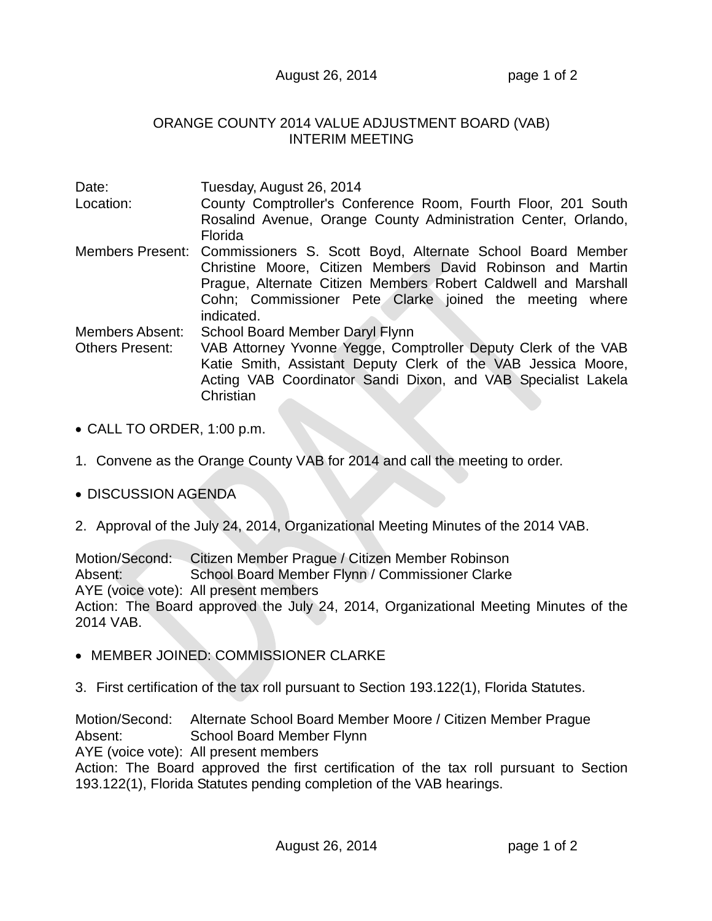# ORANGE COUNTY 2014 VALUE ADJUSTMENT BOARD (VAB)
## INTERIM MEETING

| | |
|---|---|
| Date: | Tuesday, August 26, 2014 |
| Location: | County Comptroller's Conference Room, Fourth Floor, 201 South Rosalind Avenue, Orange County Administration Center, Orlando, Florida |
| Members Present: | Commissioners S. Scott Boyd, Alternate School Board Member Christine Moore, Citizen Members David Robinson and Martin Prague, Alternate Citizen Members Robert Caldwell and Marshall Cohn; Commissioner Pete Clarke joined the meeting where indicated. |
| Members Absent: | School Board Member Daryl Flynn |
| Others Present: | VAB Attorney Yvonne Yegge, Comptroller Deputy Clerk of the VAB Katie Smith, Assistant Deputy Clerk of the VAB Jessica Moore, Acting VAB Coordinator Sandi Dixon, and VAB Specialist Lakela Christian |

- CALL TO ORDER, 1:00 p.m.

1. Convene as the Orange County VAB for 2014 and call the meeting to order.

- DISCUSSION AGENDA

2. Approval of the July 24, 2014, Organizational Meeting Minutes of the 2014 VAB.

Motion/Second: Citizen Member Prague / Citizen Member Robinson
Absent: School Board Member Flynn / Commissioner Clarke
AYE (voice vote): All present members
Action: The Board approved the July 24, 2014, Organizational Meeting Minutes of the 2014 VAB.

- MEMBER JOINED: COMMISSIONER CLARKE

3. First certification of the tax roll pursuant to Section 193.122(1), Florida Statutes.

Motion/Second: Alternate School Board Member Moore / Citizen Member Prague
Absent: School Board Member Flynn
AYE (voice vote): All present members
Action: The Board approved the first certification of the tax roll pursuant to Section 193.122(1), Florida Statutes pending completion of the VAB hearings.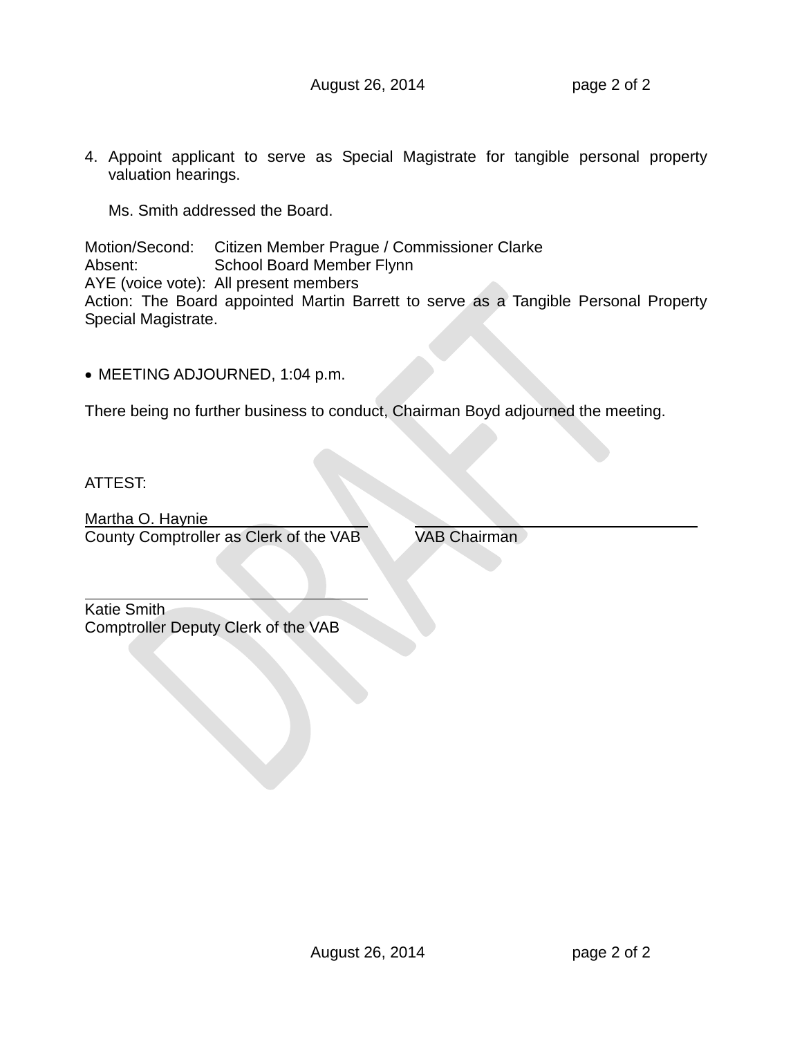4. Appoint applicant to serve as Special Magistrate for tangible personal property valuation hearings.

   Ms. Smith addressed the Board.

Motion/Second: Citizen Member Prague / Commissioner Clarke
Absent: School Board Member Flynn
AYE (voice vote): All present members
Action: The Board appointed Martin Barrett to serve as a Tangible Personal Property Special Magistrate.

- MEETING ADJOURNED, 1:04 p.m.

There being no further business to conduct, Chairman Boyd adjourned the meeting.

ATTEST:

Martha O. Haynie
County Comptroller as Clerk of the VAB

VAB Chairman

Katie Smith
Comptroller Deputy Clerk of the VAB